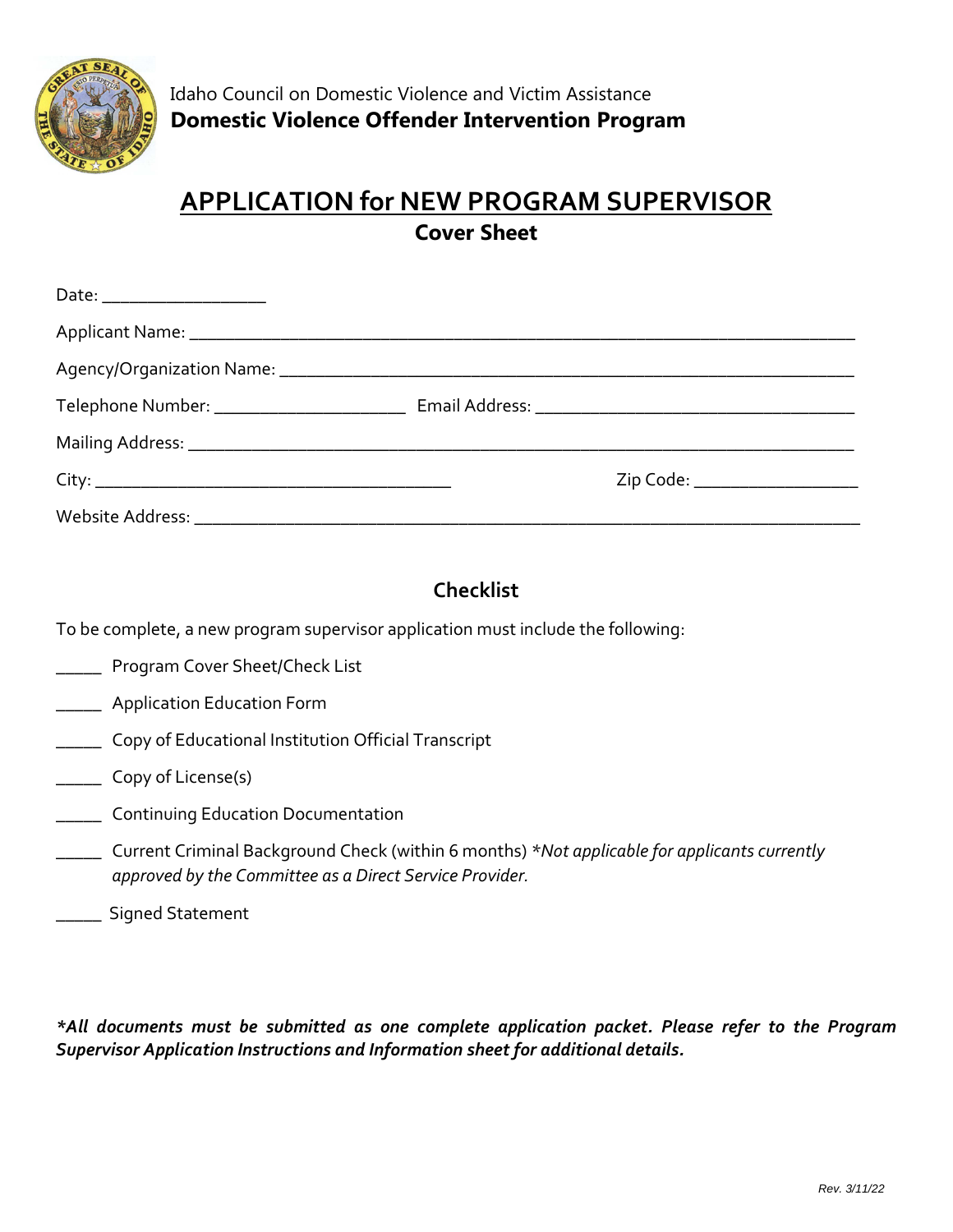Idaho Council on Domestic Violence and Victim Assistance

**Domestic Violence Offender Intervention Program**

# APPLICATION for NEW PROGRAM SUPERVISOR

## Cover Sheet

Date: ___________________

Applicant Name: ___________________________________________________________________________

Agency/Organization Name: _________________________________________________________________

Telephone Number: _____________________ Email Address: __________________________________

Mailing Address: __________________________________________________________________________

City: ________________________________________ Zip Code: ___________________

Website Address: __________________________________________________________________________

## Checklist

To be complete, a new program supervisor application must include the following:

_____ Program Cover Sheet/Check List

_____ Application Education Form

_____ Copy of Educational Institution Official Transcript

_____ Copy of License(s)

_____ Continuing Education Documentation

_____ Current Criminal Background Check (within 6 months) **Not applicable for applicants currently approved by the Committee as a Direct Service Provider.*

_____ Signed Statement

***All documents must be submitted as one complete application packet. Please refer to the Program Supervisor Application Instructions and Information sheet for additional details.***

Rev. 3/11/22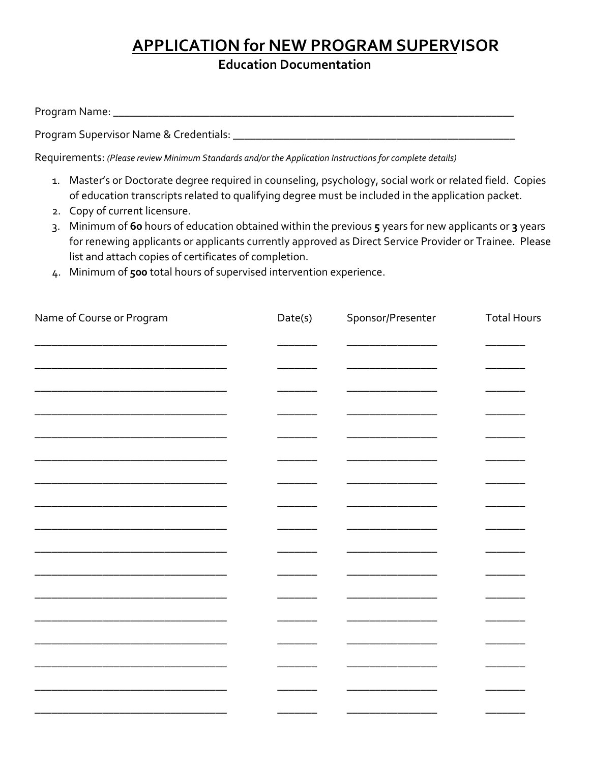# APPLICATION for NEW PROGRAM SUPERVISOR

## Education Documentation

Program Name: ___________________________________________________________________________

Program Supervisor Name & Credentials: ___________________________________________________

Requirements: *(Please review Minimum Standards and/or the Application Instructions for complete details)*

1. Master's or Doctorate degree required in counseling, psychology, social work or related field. Copies of education transcripts related to qualifying degree must be included in the application packet.
2. Copy of current licensure.
3. Minimum of **60** hours of education obtained within the previous **5** years for new applicants or **3** years for renewing applicants or applicants currently approved as Direct Service Provider or Trainee. Please list and attach copies of certificates of completion.
4. Minimum of **500** total hours of supervised intervention experience.

| Name of Course or Program | Date(s) | Sponsor/Presenter | Total Hours |
| --- | --- | --- | --- |
| | | | |
| | | | |
| | | | |
| | | | |
| | | | |
| | | | |
| | | | |
| | | | |
| | | | |
| | | | |
| | | | |
| | | | |
| | | | |
| | | | |
| | | | |
| | | | |
| | | | |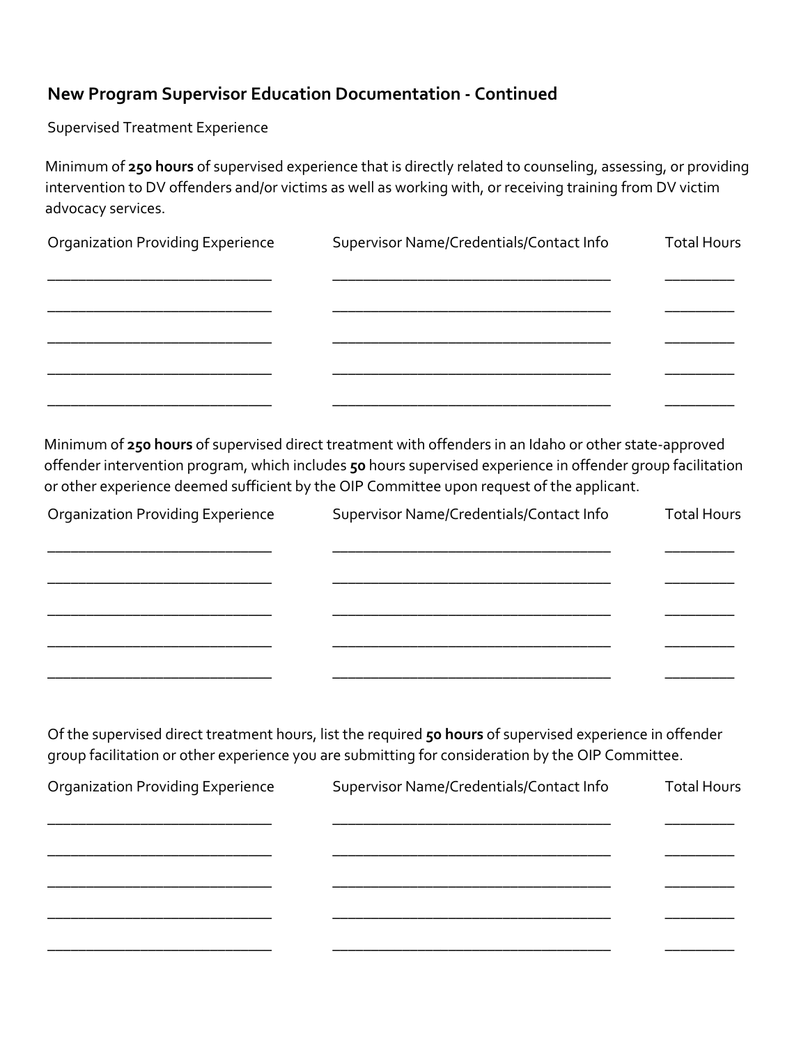## New Program Supervisor Education Documentation - Continued

Supervised Treatment Experience

Minimum of **250 hours** of supervised experience that is directly related to counseling, assessing, or providing intervention to DV offenders and/or victims as well as working with, or receiving training from DV victim advocacy services.

| Organization Providing Experience | Supervisor Name/Credentials/Contact Info | Total Hours |
|---|---|---|
| | | |
| | | |
| | | |
| | | |
| | | |

Minimum of **250 hours** of supervised direct treatment with offenders in an Idaho or other state-approved offender intervention program, which includes **50** hours supervised experience in offender group facilitation or other experience deemed sufficient by the OIP Committee upon request of the applicant.

| Organization Providing Experience | Supervisor Name/Credentials/Contact Info | Total Hours |
|---|---|---|
| | | |
| | | |
| | | |
| | | |
| | | |

Of the supervised direct treatment hours, list the required **50 hours** of supervised experience in offender group facilitation or other experience you are submitting for consideration by the OIP Committee.

| Organization Providing Experience | Supervisor Name/Credentials/Contact Info | Total Hours |
|---|---|---|
| | | |
| | | |
| | | |
| | | |
| | | |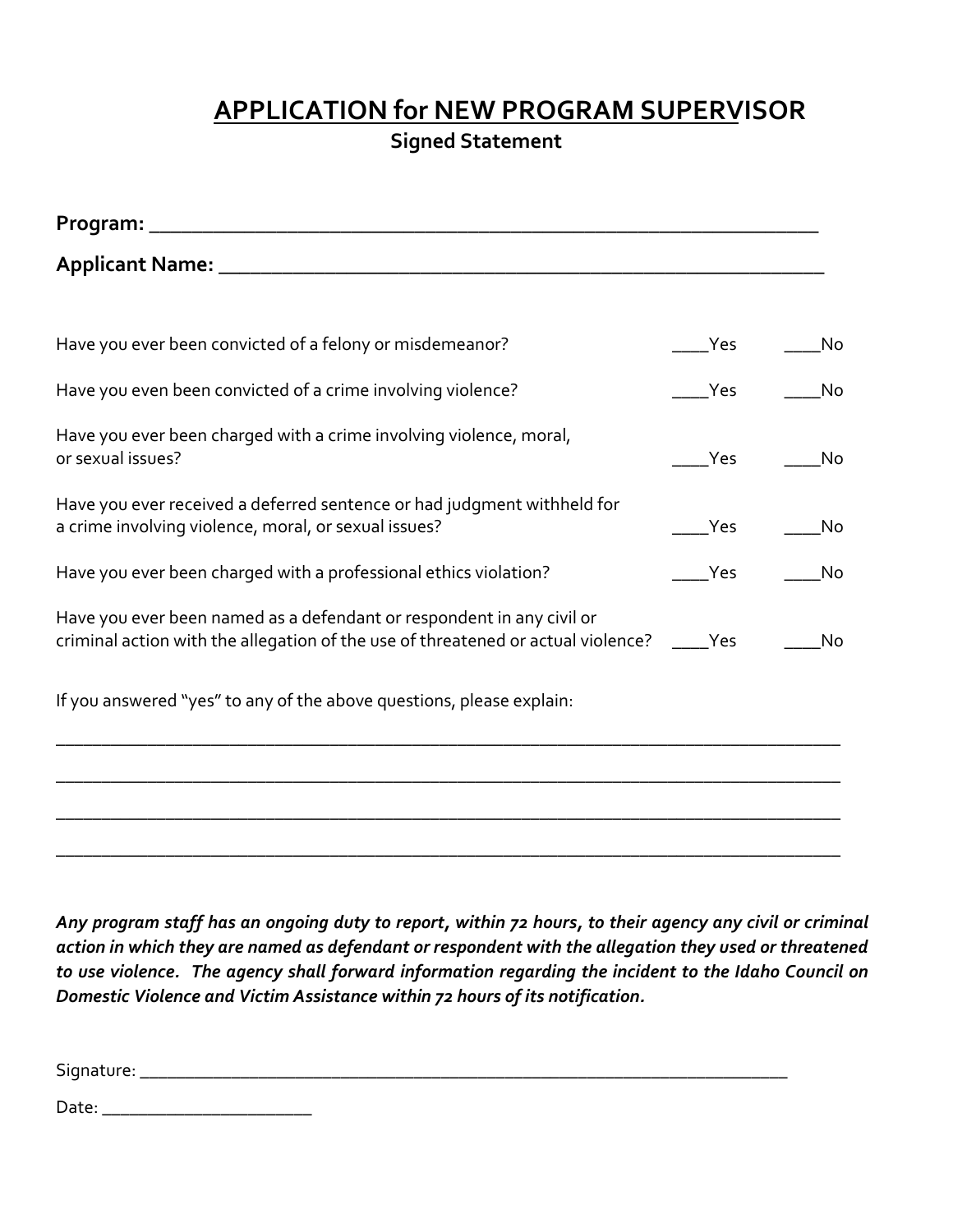# APPLICATION for NEW PROGRAM SUPERVISOR

**Signed Statement**

**Program:** ________________________________________________________________

**Applicant Name:** __________________________________________________________

| | | |
|---|---|---|
| Have you ever been convicted of a felony or misdemeanor? | ____Yes | ____No |
| Have you even been convicted of a crime involving violence? | ____Yes | ____No |
| Have you ever been charged with a crime involving violence, moral, or sexual issues? | ____Yes | ____No |
| Have you ever received a deferred sentence or had judgment withheld for a crime involving violence, moral, or sexual issues? | ____Yes | ____No |
| Have you ever been charged with a professional ethics violation? | ____Yes | ____No |
| Have you ever been named as a defendant or respondent in any civil or criminal action with the allegation of the use of threatened or actual violence? | ____Yes | ____No |

If you answered "yes" to any of the above questions, please explain:

____________________________________________________________________________________

____________________________________________________________________________________

____________________________________________________________________________________

____________________________________________________________________________________

***Any program staff has an ongoing duty to report, within 72 hours, to their agency any civil or criminal action in which they are named as defendant or respondent with the allegation they used or threatened to use violence. The agency shall forward information regarding the incident to the Idaho Council on Domestic Violence and Victim Assistance within 72 hours of its notification.***

Signature: ______________________________________________________________________

Date: ______________________